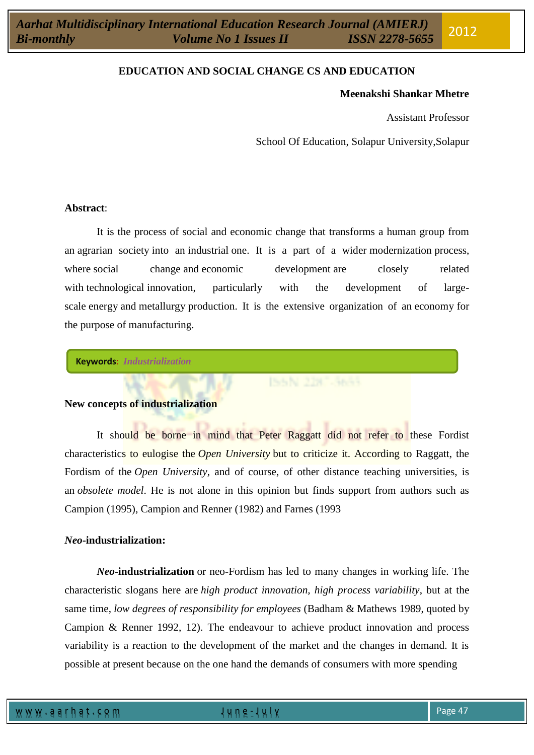# EDUCATION AND SOCIAL CHANGE CS AND EDUCATION

**Meenakshi Shankar Mhetre**

Assistant Professor

School Of Education, Solapur University,Solapur

**Abstract**:

It is the process of social and economic change that transforms a human group from an agrarian society into an industrial one. It is a part of a wider modernization process, where social change and economic development are closely related with technological innovation, particularly with the development of large-scale energy and metallurgy production. It is the extensive organization of an economy for the purpose of manufacturing.

**Keywords**: *Industrialization*

**New concepts of industrialization**

It should be borne in mind that Peter Raggatt did not refer to these Fordist characteristics to eulogise the *Open University* but to criticize it. According to Raggatt, the Fordism of the *Open University*, and of course, of other distance teaching universities, is an *obsolete model*. He is not alone in this opinion but finds support from authors such as Campion (1995), Campion and Renner (1982) and Farnes (1993

***Neo*-industrialization:**

***Neo*-industrialization** or neo-Fordism has led to many changes in working life. The characteristic slogans here are *high product innovation, high process variability*, but at the same time, *low degrees of responsibility for employees* (Badham & Mathews 1989, quoted by Campion & Renner 1992, 12). The endeavour to achieve product innovation and process variability is a reaction to the development of the market and the changes in demand. It is possible at present because on the one hand the demands of consumers with more spending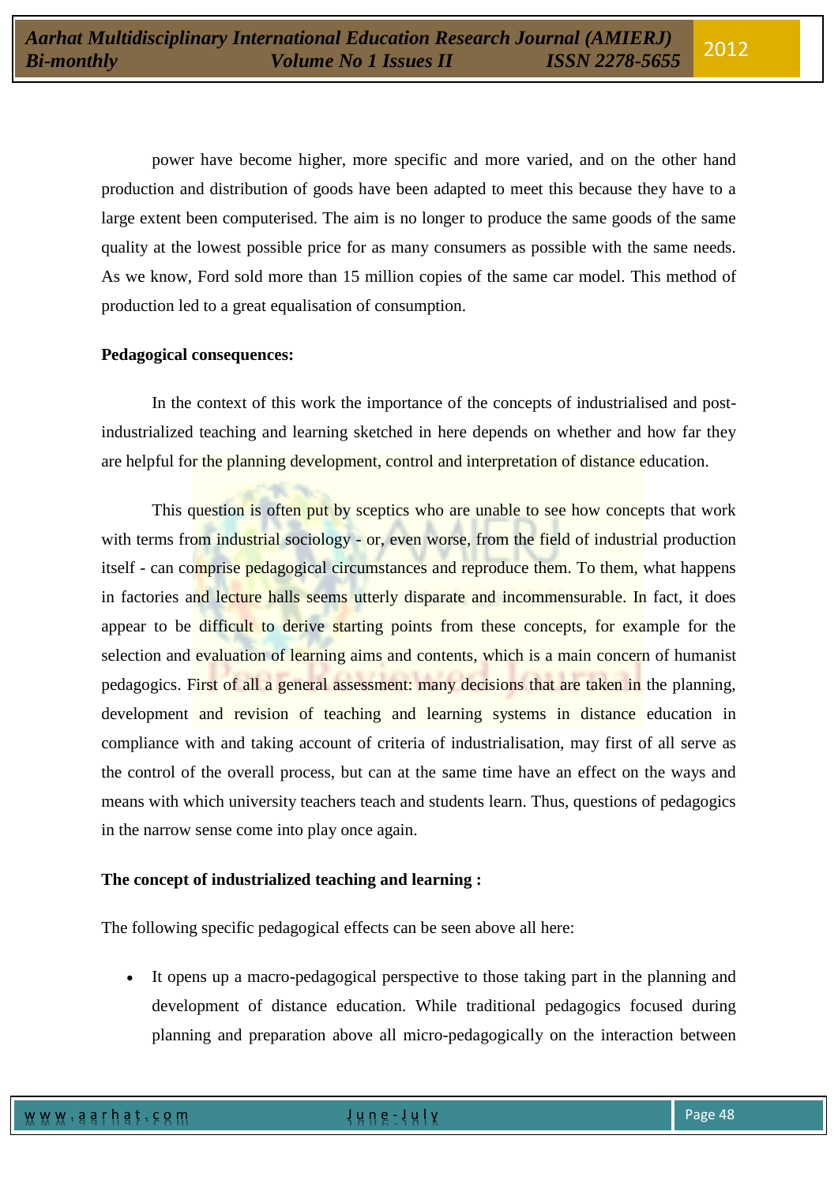power have become higher, more specific and more varied, and on the other hand production and distribution of goods have been adapted to meet this because they have to a large extent been computerised. The aim is no longer to produce the same goods of the same quality at the lowest possible price for as many consumers as possible with the same needs. As we know, Ford sold more than 15 million copies of the same car model. This method of production led to a great equalisation of consumption.

**Pedagogical consequences:**

In the context of this work the importance of the concepts of industrialised and post-industrialized teaching and learning sketched in here depends on whether and how far they are helpful for the planning development, control and interpretation of distance education.

This question is often put by sceptics who are unable to see how concepts that work with terms from industrial sociology - or, even worse, from the field of industrial production itself - can comprise pedagogical circumstances and reproduce them. To them, what happens in factories and lecture halls seems utterly disparate and incommensurable. In fact, it does appear to be difficult to derive starting points from these concepts, for example for the selection and evaluation of learning aims and contents, which is a main concern of humanist pedagogics. First of all a general assessment: many decisions that are taken in the planning, development and revision of teaching and learning systems in distance education in compliance with and taking account of criteria of industrialisation, may first of all serve as the control of the overall process, but can at the same time have an effect on the ways and means with which university teachers teach and students learn. Thus, questions of pedagogics in the narrow sense come into play once again.

**The concept of industrialized teaching and learning :**

The following specific pedagogical effects can be seen above all here:

- It opens up a macro-pedagogical perspective to those taking part in the planning and development of distance education. While traditional pedagogics focused during planning and preparation above all micro-pedagogically on the interaction between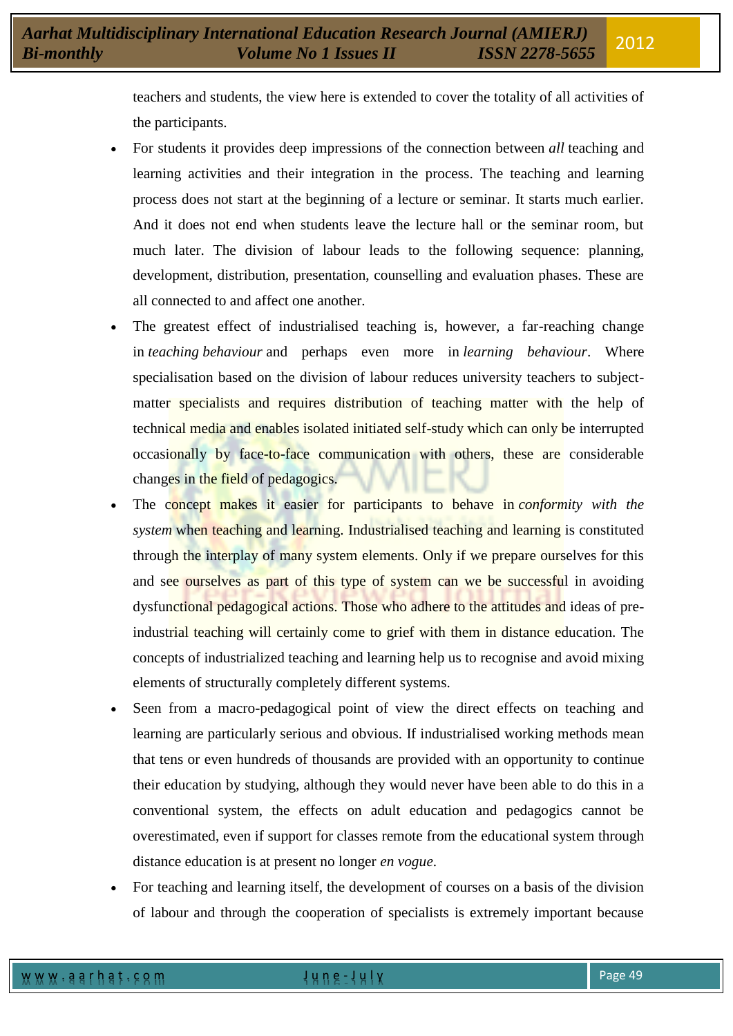teachers and students, the view here is extended to cover the totality of all activities of the participants.

- For students it provides deep impressions of the connection between *all* teaching and learning activities and their integration in the process. The teaching and learning process does not start at the beginning of a lecture or seminar. It starts much earlier. And it does not end when students leave the lecture hall or the seminar room, but much later. The division of labour leads to the following sequence: planning, development, distribution, presentation, counselling and evaluation phases. These are all connected to and affect one another.
- The greatest effect of industrialised teaching is, however, a far-reaching change in *teaching behaviour* and perhaps even more in *learning behaviour*. Where specialisation based on the division of labour reduces university teachers to subject-matter specialists and requires distribution of teaching matter with the help of technical media and enables isolated initiated self-study which can only be interrupted occasionally by face-to-face communication with others, these are considerable changes in the field of pedagogics.
- The concept makes it easier for participants to behave in *conformity with the system* when teaching and learning. Industrialised teaching and learning is constituted through the interplay of many system elements. Only if we prepare ourselves for this and see ourselves as part of this type of system can we be successful in avoiding dysfunctional pedagogical actions. Those who adhere to the attitudes and ideas of pre-industrial teaching will certainly come to grief with them in distance education. The concepts of industrialized teaching and learning help us to recognise and avoid mixing elements of structurally completely different systems.
- Seen from a macro-pedagogical point of view the direct effects on teaching and learning are particularly serious and obvious. If industrialised working methods mean that tens or even hundreds of thousands are provided with an opportunity to continue their education by studying, although they would never have been able to do this in a conventional system, the effects on adult education and pedagogics cannot be overestimated, even if support for classes remote from the educational system through distance education is at present no longer *en vogue*.
- For teaching and learning itself, the development of courses on a basis of the division of labour and through the cooperation of specialists is extremely important because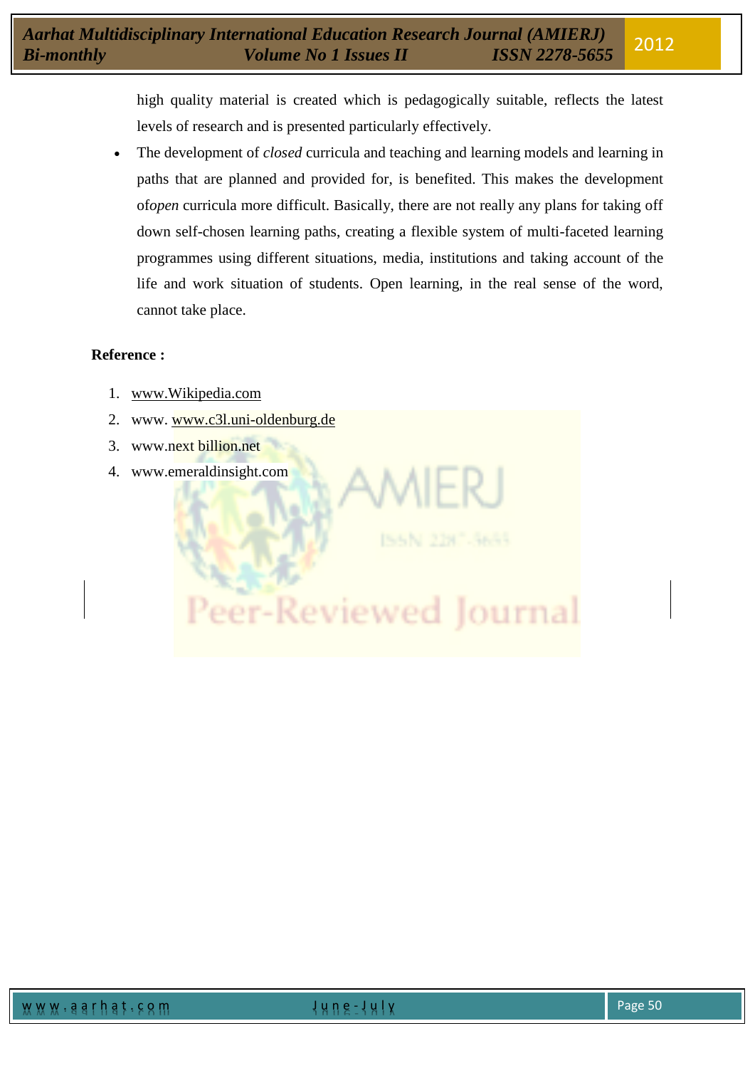high quality material is created which is pedagogically suitable, reflects the latest levels of research and is presented particularly effectively.

- The development of *closed* curricula and teaching and learning models and learning in paths that are planned and provided for, is benefited. This makes the development of*open* curricula more difficult. Basically, there are not really any plans for taking off down self-chosen learning paths, creating a flexible system of multi-faceted learning programmes using different situations, media, institutions and taking account of the life and work situation of students. Open learning, in the real sense of the word, cannot take place.

**Reference :**

1. www.Wikipedia.com
2. www. www.c3l.uni-oldenburg.de
3. www.next billion.net
4. www.emeraldinsight.com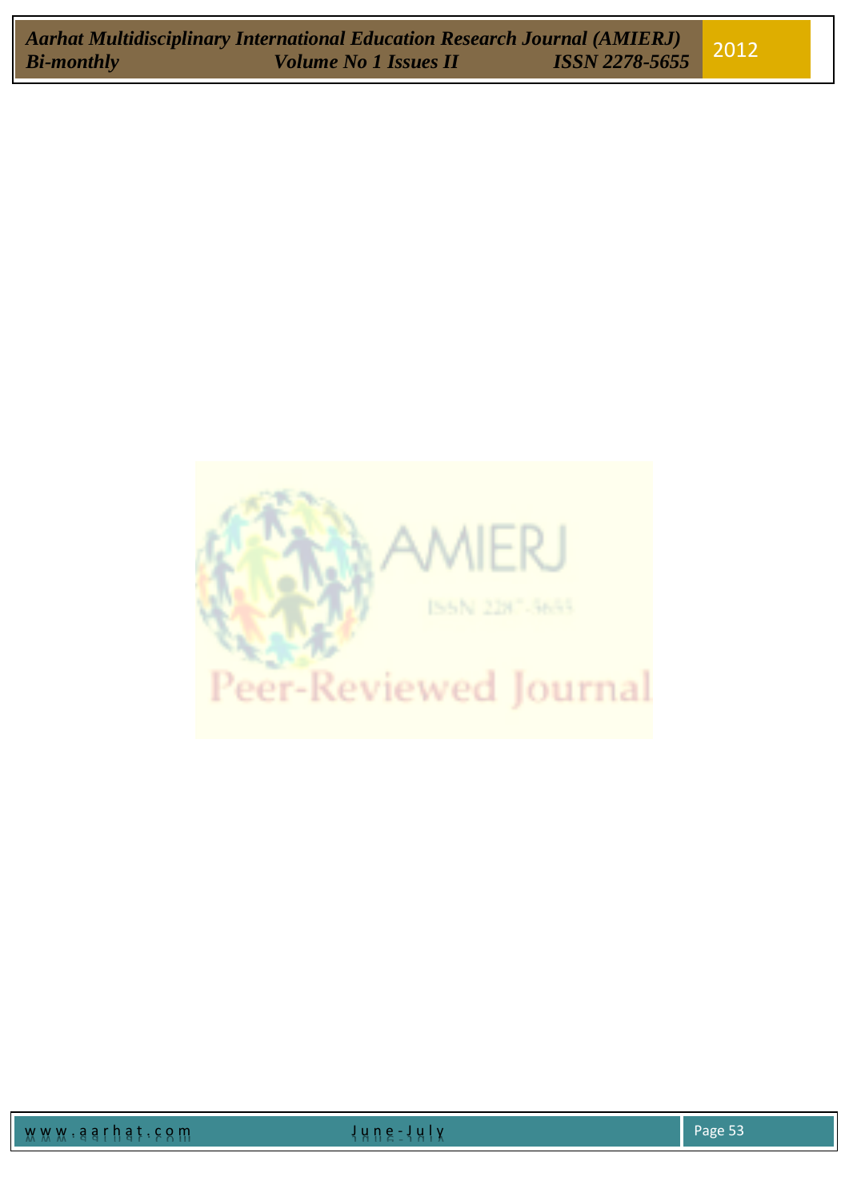AMIERJ

ISSN 2278-5655

Peer-Reviewed Journal